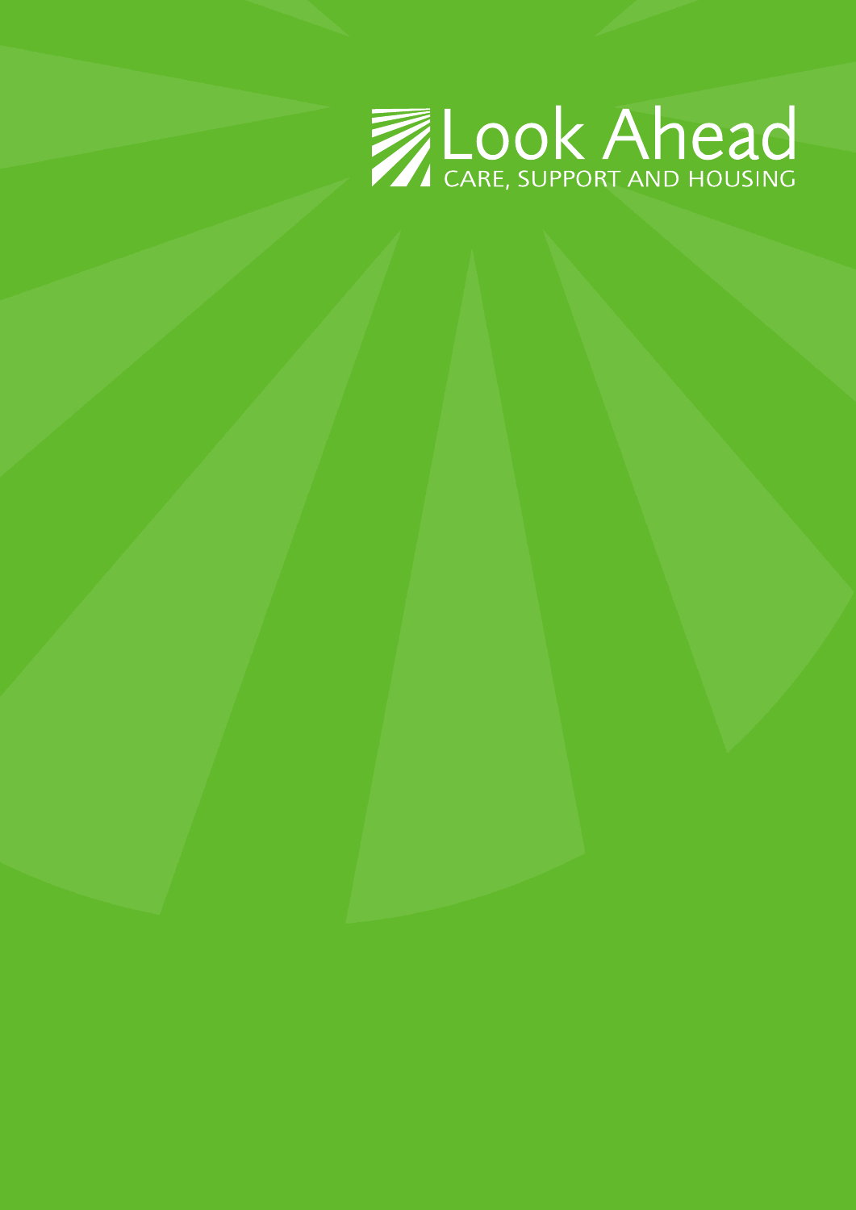Look Ahead
CARE, SUPPORT AND HOUSING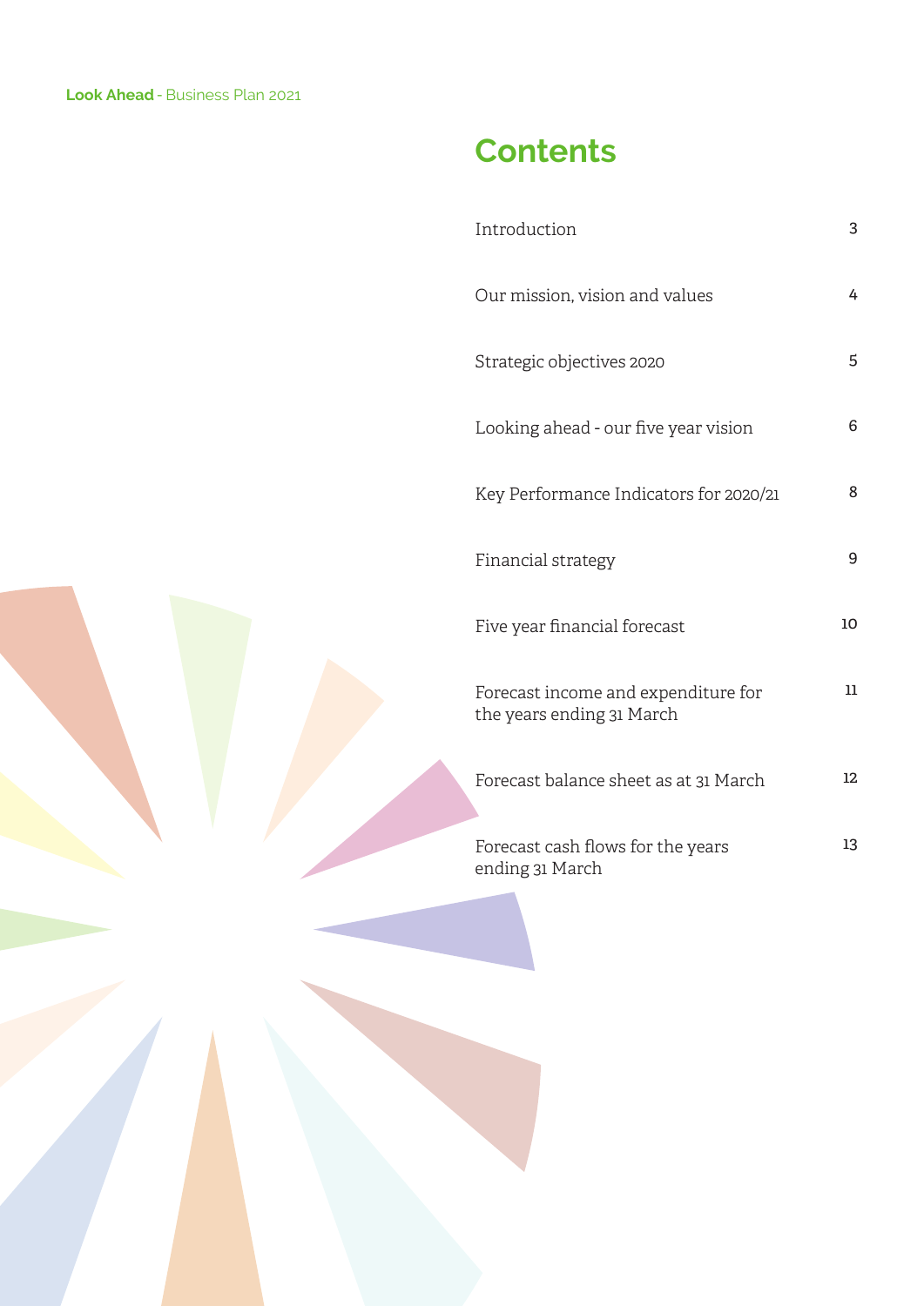# Contents

| | |
|---|---|
| Introduction | 3 |
| Our mission, vision and values | 4 |
| Strategic objectives 2020 | 5 |
| Looking ahead - our five year vision | 6 |
| Key Performance Indicators for 2020/21 | 8 |
| Financial strategy | 9 |
| Five year financial forecast | 10 |
| Forecast income and expenditure for the years ending 31 March | 11 |
| Forecast balance sheet as at 31 March | 12 |
| Forecast cash flows for the years ending 31 March | 13 |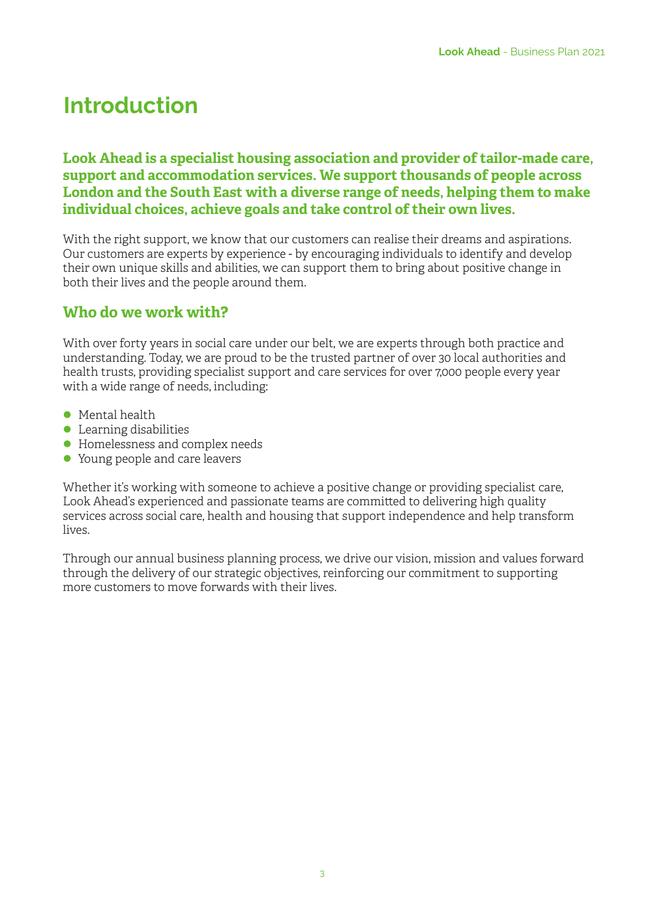# Introduction

**Look Ahead is a specialist housing association and provider of tailor-made care, support and accommodation services. We support thousands of people across London and the South East with a diverse range of needs, helping them to make individual choices, achieve goals and take control of their own lives.**

With the right support, we know that our customers can realise their dreams and aspirations. Our customers are experts by experience - by encouraging individuals to identify and develop their own unique skills and abilities, we can support them to bring about positive change in both their lives and the people around them.

## Who do we work with?

With over forty years in social care under our belt, we are experts through both practice and understanding. Today, we are proud to be the trusted partner of over 30 local authorities and health trusts, providing specialist support and care services for over 7,000 people every year with a wide range of needs, including:

- Mental health
- Learning disabilities
- Homelessness and complex needs
- Young people and care leavers

Whether it's working with someone to achieve a positive change or providing specialist care, Look Ahead's experienced and passionate teams are committed to delivering high quality services across social care, health and housing that support independence and help transform lives.

Through our annual business planning process, we drive our vision, mission and values forward through the delivery of our strategic objectives, reinforcing our commitment to supporting more customers to move forwards with their lives.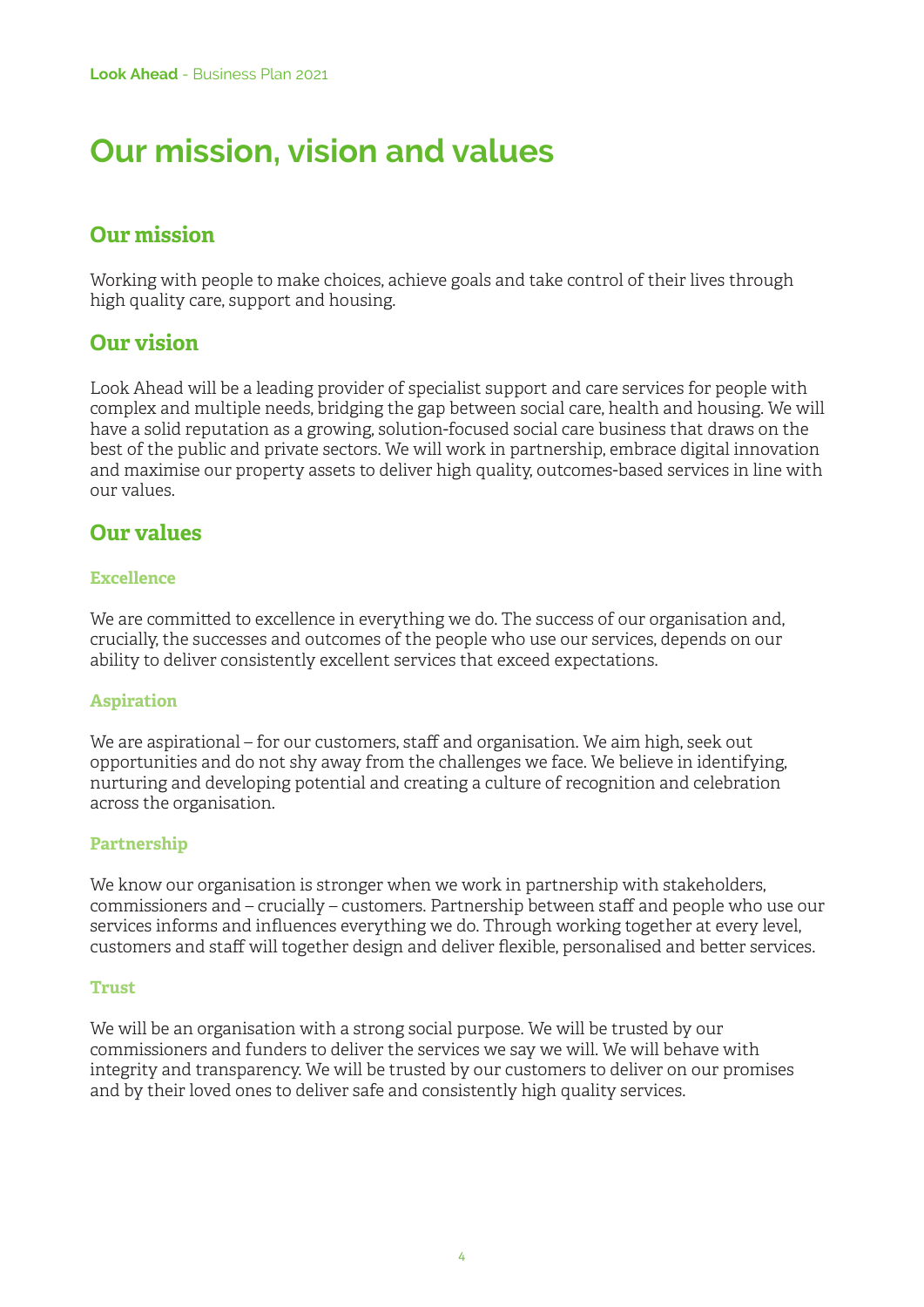# Our mission, vision and values

## Our mission

Working with people to make choices, achieve goals and take control of their lives through high quality care, support and housing.

## Our vision

Look Ahead will be a leading provider of specialist support and care services for people with complex and multiple needs, bridging the gap between social care, health and housing. We will have a solid reputation as a growing, solution-focused social care business that draws on the best of the public and private sectors. We will work in partnership, embrace digital innovation and maximise our property assets to deliver high quality, outcomes-based services in line with our values.

## Our values

### Excellence

We are committed to excellence in everything we do. The success of our organisation and, crucially, the successes and outcomes of the people who use our services, depends on our ability to deliver consistently excellent services that exceed expectations.

### Aspiration

We are aspirational – for our customers, staff and organisation. We aim high, seek out opportunities and do not shy away from the challenges we face. We believe in identifying, nurturing and developing potential and creating a culture of recognition and celebration across the organisation.

### Partnership

We know our organisation is stronger when we work in partnership with stakeholders, commissioners and – crucially – customers. Partnership between staff and people who use our services informs and influences everything we do. Through working together at every level, customers and staff will together design and deliver flexible, personalised and better services.

### Trust

We will be an organisation with a strong social purpose. We will be trusted by our commissioners and funders to deliver the services we say we will. We will behave with integrity and transparency. We will be trusted by our customers to deliver on our promises and by their loved ones to deliver safe and consistently high quality services.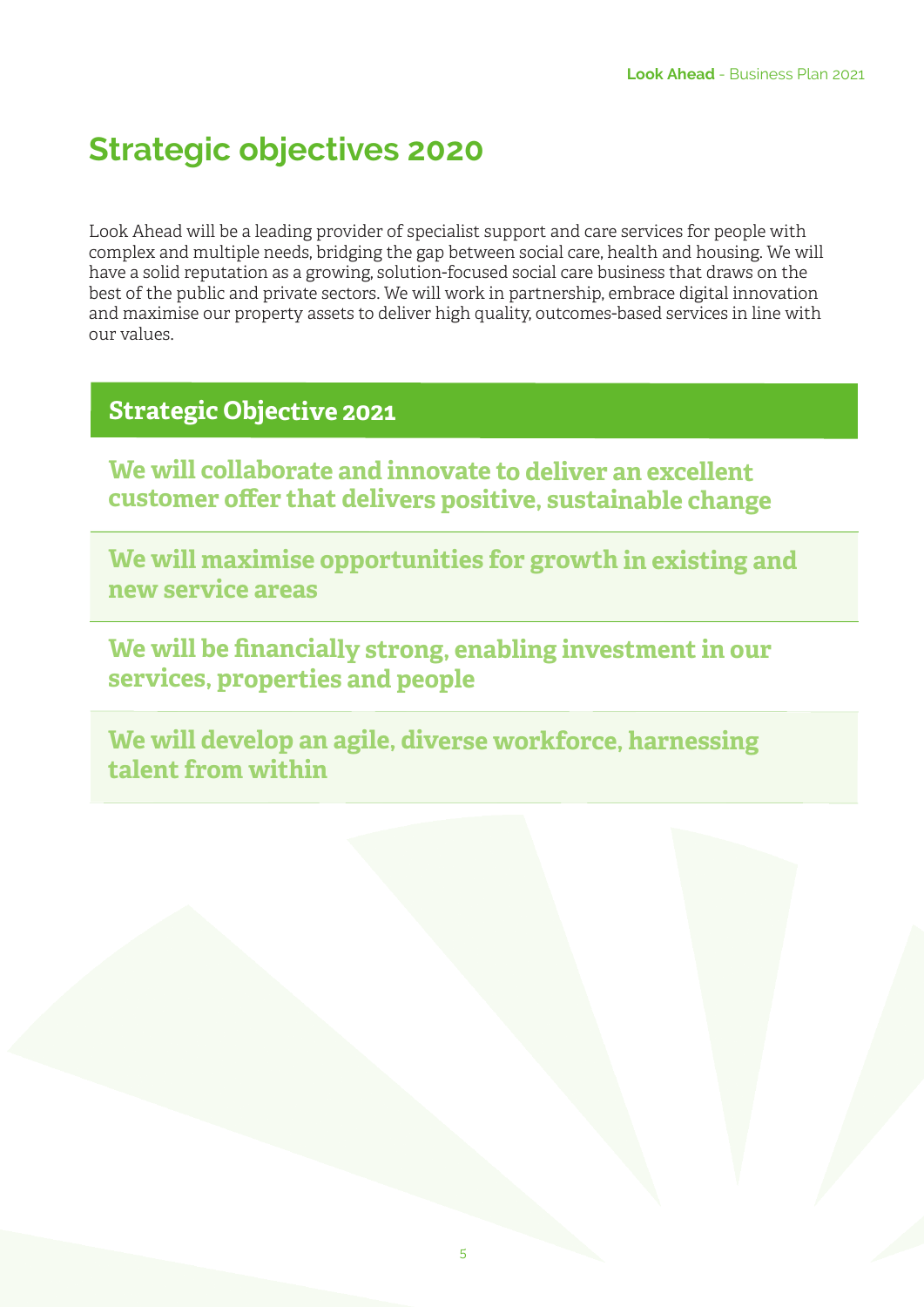# Strategic objectives 2020

Look Ahead will be a leading provider of specialist support and care services for people with complex and multiple needs, bridging the gap between social care, health and housing. We will have a solid reputation as a growing, solution-focused social care business that draws on the best of the public and private sectors. We will work in partnership, embrace digital innovation and maximise our property assets to deliver high quality, outcomes-based services in line with our values.

| Strategic Objective 2021 |
|---|
| **We will collaborate and innovate to deliver an excellent customer offer that delivers positive, sustainable change** |
| **We will maximise opportunities for growth in existing and new service areas** |
| **We will be financially strong, enabling investment in our services, properties and people** |
| **We will develop an agile, diverse workforce, harnessing talent from within** |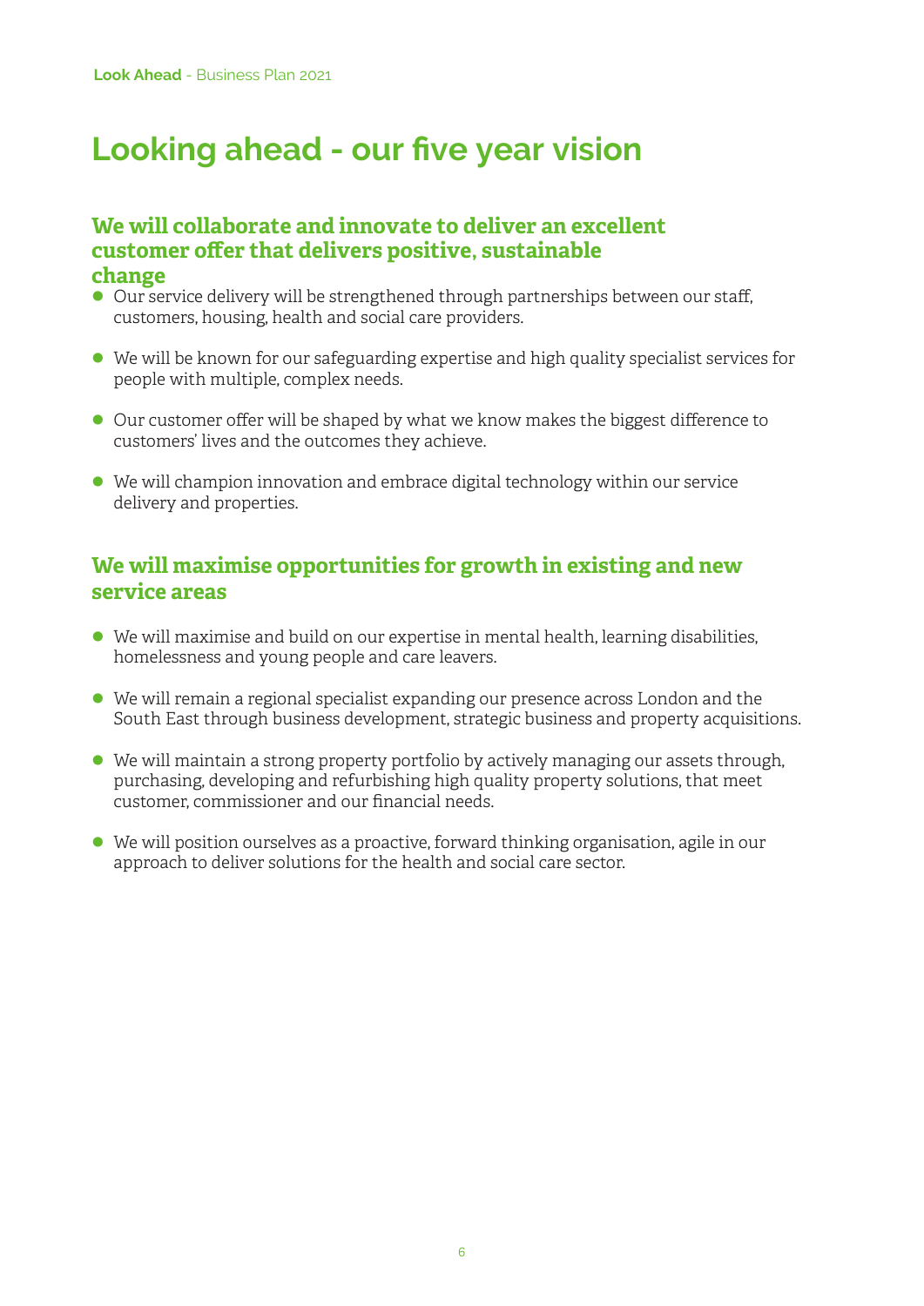# Looking ahead - our five year vision

## We will collaborate and innovate to deliver an excellent customer offer that delivers positive, sustainable change

- Our service delivery will be strengthened through partnerships between our staff, customers, housing, health and social care providers.
- We will be known for our safeguarding expertise and high quality specialist services for people with multiple, complex needs.
- Our customer offer will be shaped by what we know makes the biggest difference to customers' lives and the outcomes they achieve.
- We will champion innovation and embrace digital technology within our service delivery and properties.

## We will maximise opportunities for growth in existing and new service areas

- We will maximise and build on our expertise in mental health, learning disabilities, homelessness and young people and care leavers.
- We will remain a regional specialist expanding our presence across London and the South East through business development, strategic business and property acquisitions.
- We will maintain a strong property portfolio by actively managing our assets through, purchasing, developing and refurbishing high quality property solutions, that meet customer, commissioner and our financial needs.
- We will position ourselves as a proactive, forward thinking organisation, agile in our approach to deliver solutions for the health and social care sector.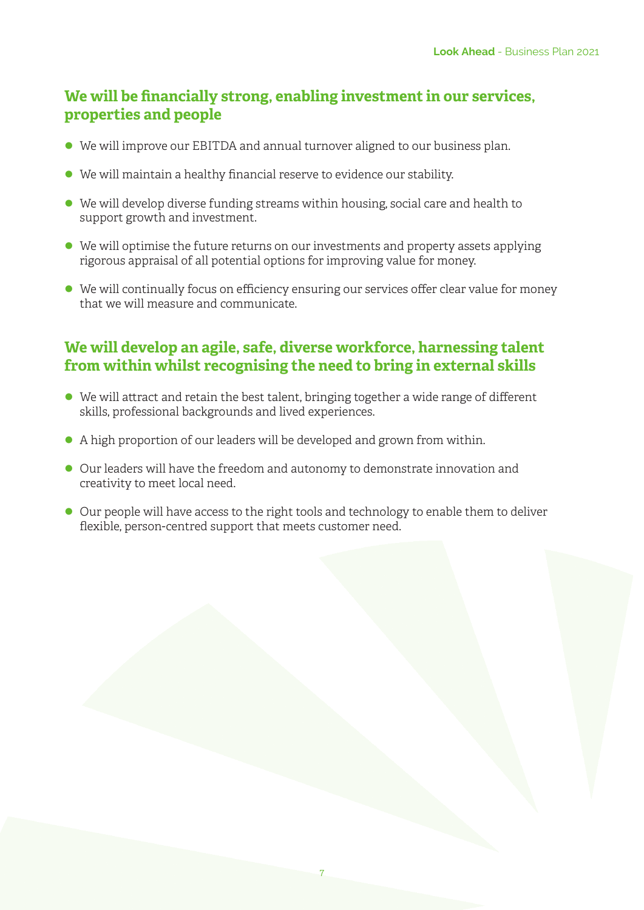## We will be financially strong, enabling investment in our services, properties and people

- We will improve our EBITDA and annual turnover aligned to our business plan.
- We will maintain a healthy financial reserve to evidence our stability.
- We will develop diverse funding streams within housing, social care and health to support growth and investment.
- We will optimise the future returns on our investments and property assets applying rigorous appraisal of all potential options for improving value for money.
- We will continually focus on efficiency ensuring our services offer clear value for money that we will measure and communicate.

## We will develop an agile, safe, diverse workforce, harnessing talent from within whilst recognising the need to bring in external skills

- We will attract and retain the best talent, bringing together a wide range of different skills, professional backgrounds and lived experiences.
- A high proportion of our leaders will be developed and grown from within.
- Our leaders will have the freedom and autonomy to demonstrate innovation and creativity to meet local need.
- Our people will have access to the right tools and technology to enable them to deliver flexible, person-centred support that meets customer need.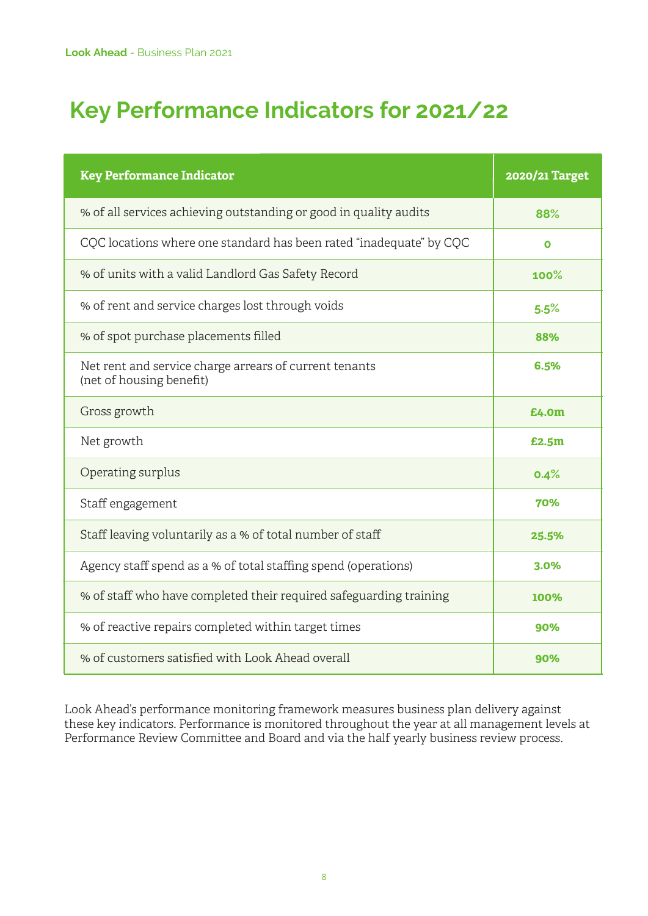# Key Performance Indicators for 2021/22

| Key Performance Indicator | 2020/21 Target |
|---|---|
| % of all services achieving outstanding or good in quality audits | 88% |
| CQC locations where one standard has been rated "inadequate" by CQC | 0 |
| % of units with a valid Landlord Gas Safety Record | 100% |
| % of rent and service charges lost through voids | 5.5% |
| % of spot purchase placements filled | 88% |
| Net rent and service charge arrears of current tenants (net of housing benefit) | 6.5% |
| Gross growth | £4.0m |
| Net growth | £2.5m |
| Operating surplus | 0.4% |
| Staff engagement | 70% |
| Staff leaving voluntarily as a % of total number of staff | 25.5% |
| Agency staff spend as a % of total staffing spend (operations) | 3.0% |
| % of staff who have completed their required safeguarding training | 100% |
| % of reactive repairs completed within target times | 90% |
| % of customers satisfied with Look Ahead overall | 90% |

Look Ahead's performance monitoring framework measures business plan delivery against these key indicators. Performance is monitored throughout the year at all management levels at Performance Review Committee and Board and via the half yearly business review process.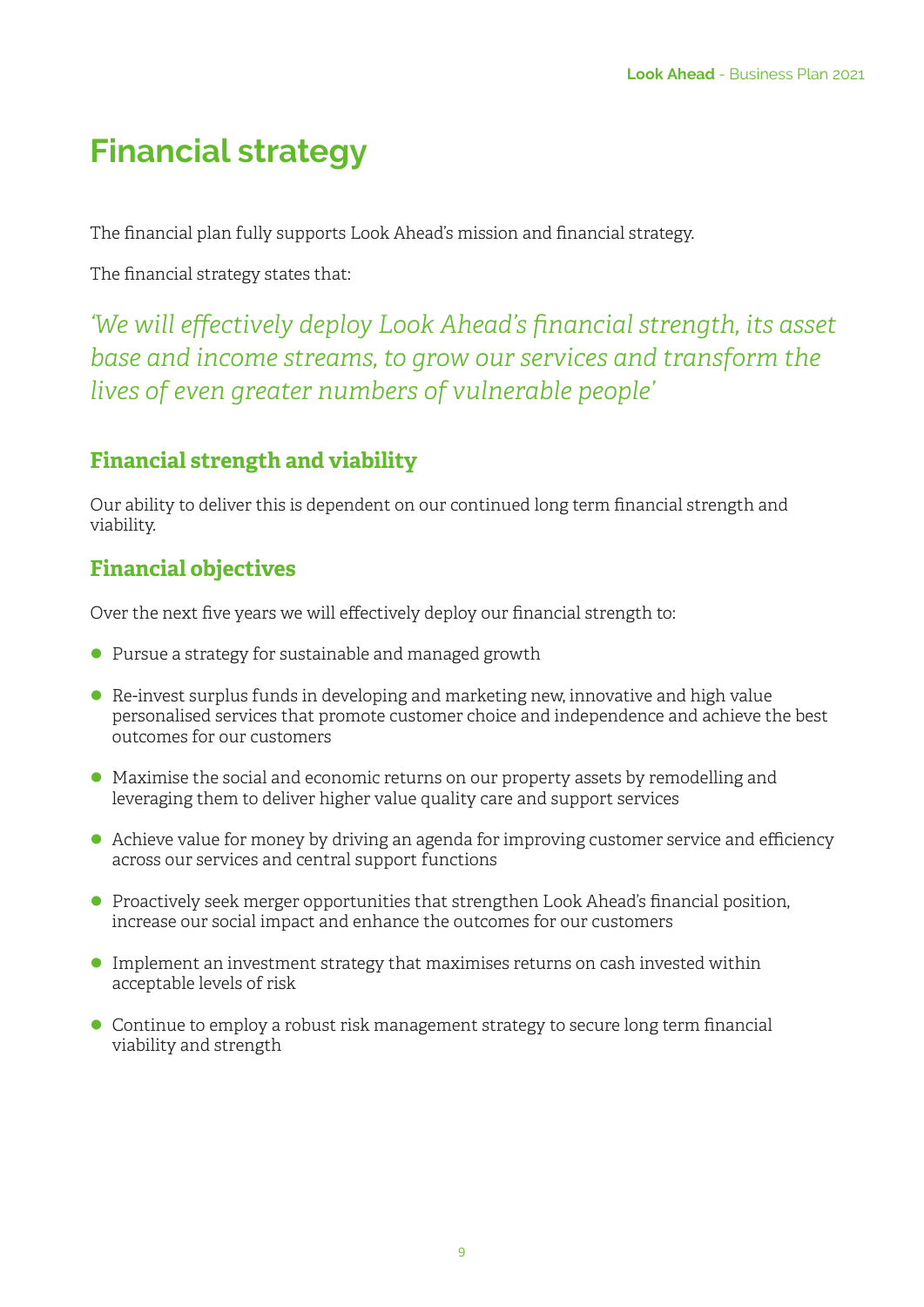# Financial strategy

The financial plan fully supports Look Ahead's mission and financial strategy.

The financial strategy states that:

*'We will effectively deploy Look Ahead's financial strength, its asset base and income streams, to grow our services and transform the lives of even greater numbers of vulnerable people'*

## Financial strength and viability

Our ability to deliver this is dependent on our continued long term financial strength and viability.

## Financial objectives

Over the next five years we will effectively deploy our financial strength to:

- Pursue a strategy for sustainable and managed growth
- Re-invest surplus funds in developing and marketing new, innovative and high value personalised services that promote customer choice and independence and achieve the best outcomes for our customers
- Maximise the social and economic returns on our property assets by remodelling and leveraging them to deliver higher value quality care and support services
- Achieve value for money by driving an agenda for improving customer service and efficiency across our services and central support functions
- Proactively seek merger opportunities that strengthen Look Ahead's financial position, increase our social impact and enhance the outcomes for our customers
- Implement an investment strategy that maximises returns on cash invested within acceptable levels of risk
- Continue to employ a robust risk management strategy to secure long term financial viability and strength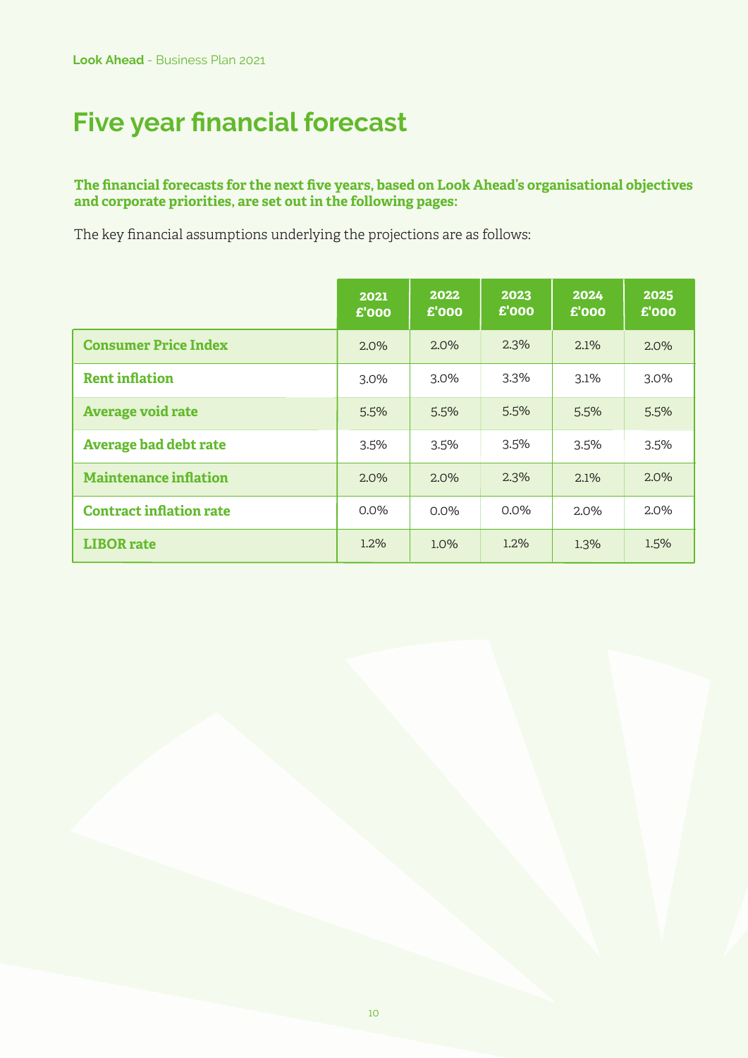# Five year financial forecast

**The financial forecasts for the next five years, based on Look Ahead's organisational objectives and corporate priorities, are set out in the following pages:**

The key financial assumptions underlying the projections are as follows:

| | 2021 £'000 | 2022 £'000 | 2023 £'000 | 2024 £'000 | 2025 £'000 |
|---|---|---|---|---|---|
| **Consumer Price Index** | 2.0% | 2.0% | 2.3% | 2.1% | 2.0% |
| **Rent inflation** | 3.0% | 3.0% | 3.3% | 3.1% | 3.0% |
| **Average void rate** | 5.5% | 5.5% | 5.5% | 5.5% | 5.5% |
| **Average bad debt rate** | 3.5% | 3.5% | 3.5% | 3.5% | 3.5% |
| **Maintenance inflation** | 2.0% | 2.0% | 2.3% | 2.1% | 2.0% |
| **Contract inflation rate** | 0.0% | 0.0% | 0.0% | 2.0% | 2.0% |
| **LIBOR rate** | 1.2% | 1.0% | 1.2% | 1.3% | 1.5% |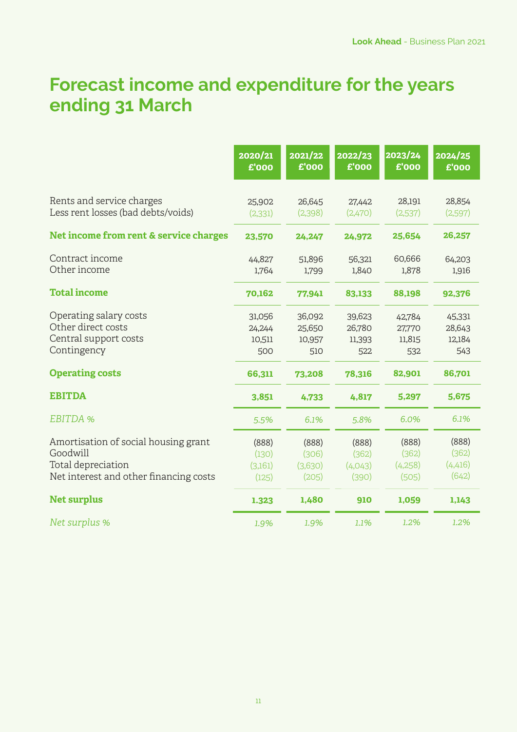# Forecast income and expenditure for the years ending 31 March

| | 2020/21 £'000 | 2021/22 £'000 | 2022/23 £'000 | 2023/24 £'000 | 2024/25 £'000 |
|---|---|---|---|---|---|
| Rents and service charges | 25,902 | 26,645 | 27,442 | 28,191 | 28,854 |
| Less rent losses (bad debts/voids) | (2,331) | (2,398) | (2,470) | (2,537) | (2,597) |
| **Net income from rent & service charges** | **23,570** | **24,247** | **24,972** | **25,654** | **26,257** |
| Contract income | 44,827 | 51,896 | 56,321 | 60,666 | 64,203 |
| Other income | 1,764 | 1,799 | 1,840 | 1,878 | 1,916 |
| **Total income** | **70,162** | **77,941** | **83,133** | **88,198** | **92,376** |
| Operating salary costs | 31,056 | 36,092 | 39,623 | 42,784 | 45,331 |
| Other direct costs | 24,244 | 25,650 | 26,780 | 27,770 | 28,643 |
| Central support costs | 10,511 | 10,957 | 11,393 | 11,815 | 12,184 |
| Contingency | 500 | 510 | 522 | 532 | 543 |
| **Operating costs** | **66,311** | **73,208** | **78,316** | **82,901** | **86,701** |
| **EBITDA** | **3,851** | **4,733** | **4,817** | **5,297** | **5,675** |
| *EBITDA %* | *5.5%* | *6.1%* | *5.8%* | *6.0%* | *6.1%* |
| Amortisation of social housing grant | (888) | (888) | (888) | (888) | (888) |
| Goodwill | (130) | (306) | (362) | (362) | (362) |
| Total depreciation | (3,161) | (3,630) | (4,043) | (4,258) | (4,416) |
| Net interest and other financing costs | (125) | (205) | (390) | (505) | (642) |
| **Net surplus** | **1.323** | **1,480** | **910** | **1,059** | **1,143** |
| *Net surplus %* | *1.9%* | *1.9%* | *1.1%* | *1.2%* | *1.2%* |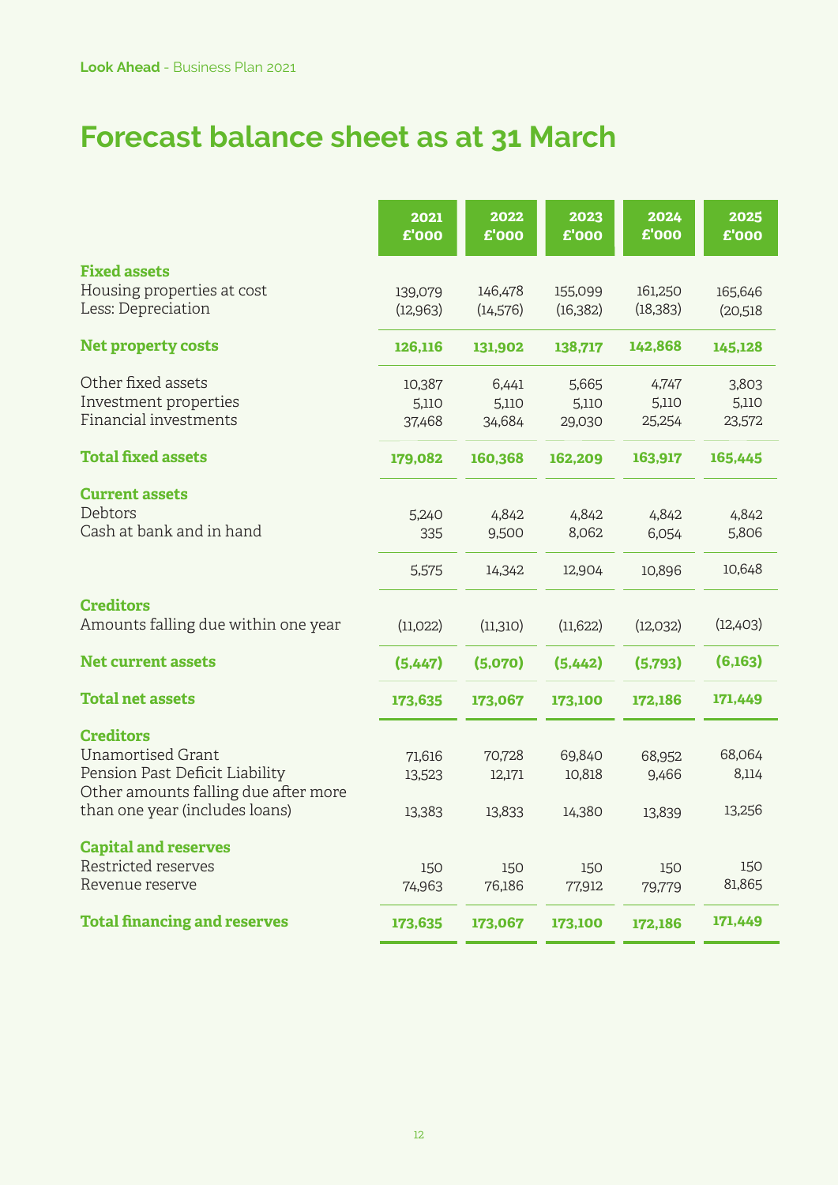# Forecast balance sheet as at 31 March

| | 2021 £'000 | 2022 £'000 | 2023 £'000 | 2024 £'000 | 2025 £'000 |
|---|---|---|---|---|---|
| **Fixed assets** | | | | | |
| Housing properties at cost | 139,079 | 146,478 | 155,099 | 161,250 | 165,646 |
| Less: Depreciation | (12,963) | (14,576) | (16,382) | (18,383) | (20,518 |
| **Net property costs** | **126,116** | **131,902** | **138,717** | **142,868** | **145,128** |
| Other fixed assets | 10,387 | 6,441 | 5,665 | 4,747 | 3,803 |
| Investment properties | 5,110 | 5,110 | 5,110 | 5,110 | 5,110 |
| Financial investments | 37,468 | 34,684 | 29,030 | 25,254 | 23,572 |
| **Total fixed assets** | **179,082** | **160,368** | **162,209** | **163,917** | **165,445** |
| **Current assets** | | | | | |
| Debtors | 5,240 | 4,842 | 4,842 | 4,842 | 4,842 |
| Cash at bank and in hand | 335 | 9,500 | 8,062 | 6,054 | 5,806 |
| | 5,575 | 14,342 | 12,904 | 10,896 | 10,648 |
| **Creditors** | | | | | |
| Amounts falling due within one year | (11,022) | (11,310) | (11,622) | (12,032) | (12,403) |
| **Net current assets** | **(5,447)** | **(5,070)** | **(5,442)** | **(5,793)** | **(6,163)** |
| **Total net assets** | **173,635** | **173,067** | **173,100** | **172,186** | **171,449** |
| **Creditors** | | | | | |
| Unamortised Grant | 71,616 | 70,728 | 69,840 | 68,952 | 68,064 |
| Pension Past Deficit Liability | 13,523 | 12,171 | 10,818 | 9,466 | 8,114 |
| Other amounts falling due after more than one year (includes loans) | 13,383 | 13,833 | 14,380 | 13,839 | 13,256 |
| **Capital and reserves** | | | | | |
| Restricted reserves | 150 | 150 | 150 | 150 | 150 |
| Revenue reserve | 74,963 | 76,186 | 77,912 | 79,779 | 81,865 |
| **Total financing and reserves** | **173,635** | **173,067** | **173,100** | **172,186** | **171,449** |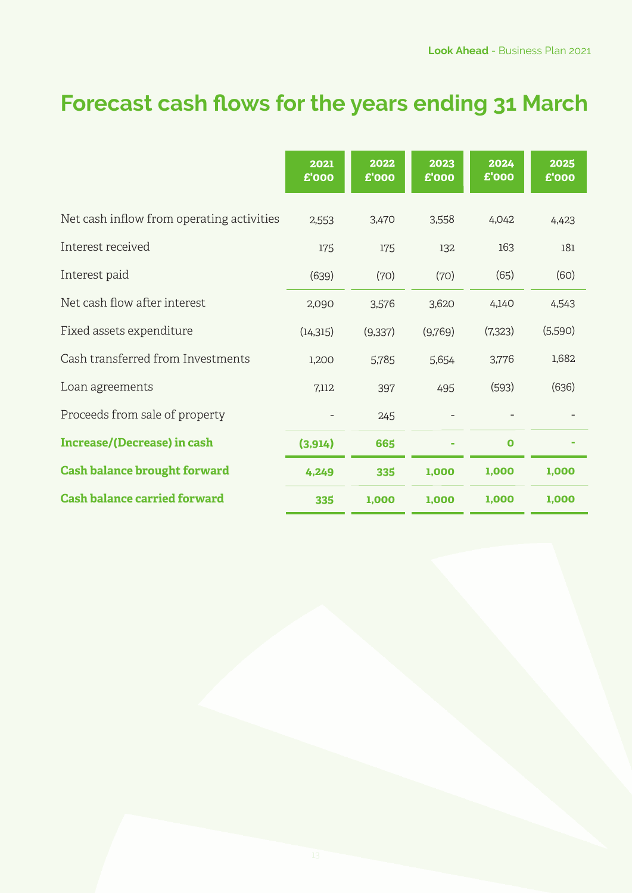# Forecast cash flows for the years ending 31 March

| | 2021 £'000 | 2022 £'000 | 2023 £'000 | 2024 £'000 | 2025 £'000 |
|---|---|---|---|---|---|
| Net cash inflow from operating activities | 2,553 | 3,470 | 3,558 | 4,042 | 4,423 |
| Interest received | 175 | 175 | 132 | 163 | 181 |
| Interest paid | (639) | (70) | (70) | (65) | (60) |
| Net cash flow after interest | 2,090 | 3,576 | 3,620 | 4,140 | 4,543 |
| Fixed assets expenditure | (14,315) | (9,337) | (9,769) | (7,323) | (5,590) |
| Cash transferred from Investments | 1,200 | 5,785 | 5,654 | 3,776 | 1,682 |
| Loan agreements | 7,112 | 397 | 495 | (593) | (636) |
| Proceeds from sale of property | - | 245 | - | - | - |
| **Increase/(Decrease) in cash** | **(3,914)** | **665** | **-** | **0** | **-** |
| **Cash balance brought forward** | **4,249** | **335** | **1,000** | **1,000** | **1,000** |
| **Cash balance carried forward** | **335** | **1,000** | **1,000** | **1,000** | **1,000** |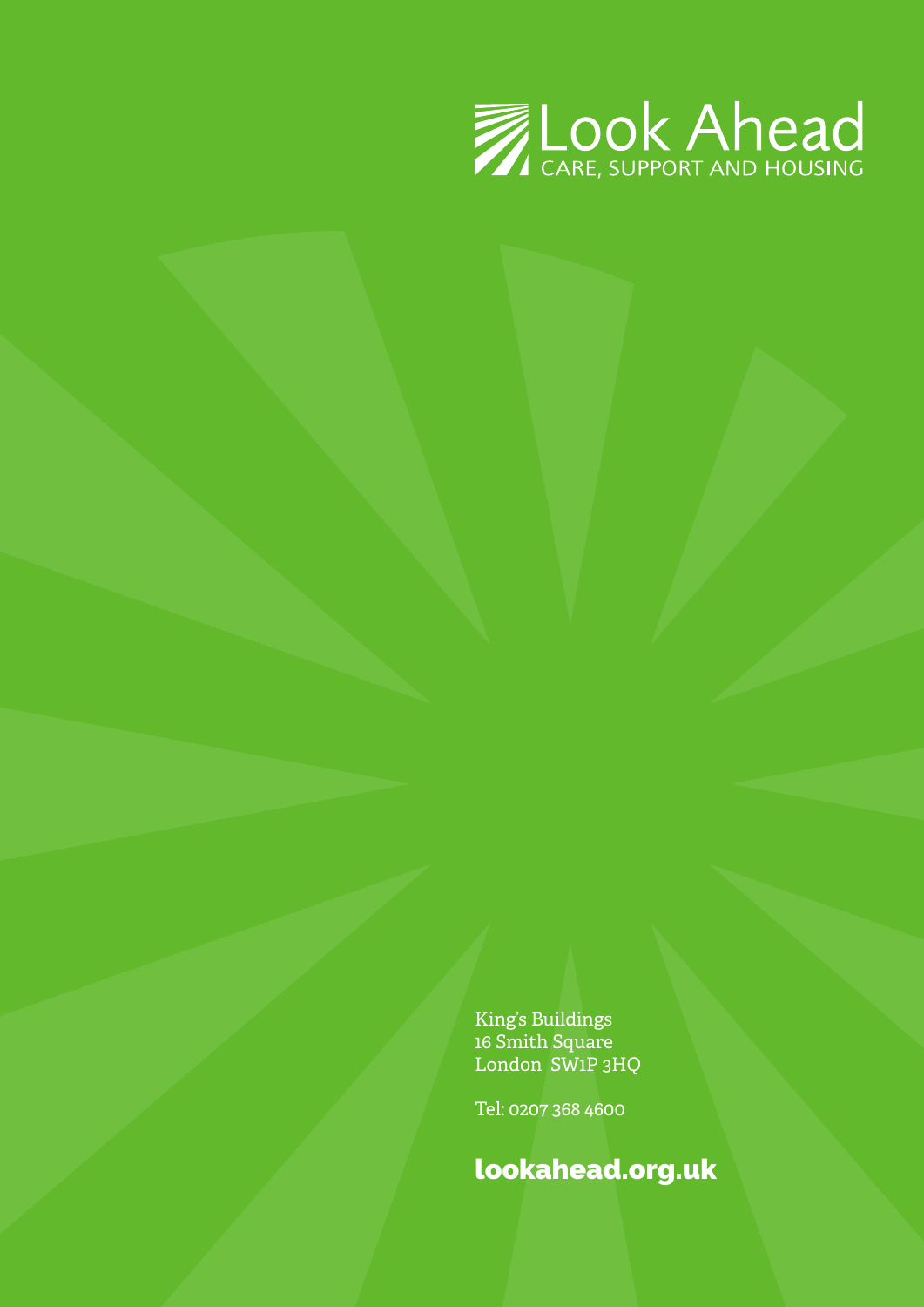Look Ahead

CARE, SUPPORT AND HOUSING

King's Buildings
16 Smith Square
London SW1P 3HQ

Tel: 0207 368 4600

**lookahead.org.uk**